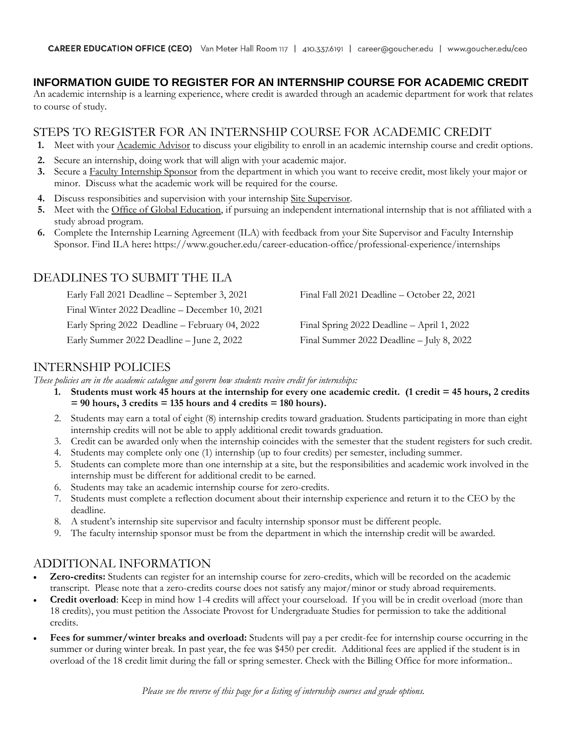**CAREER EDUCATION OFFICE (CEO)** Van Meter Hall Room 117 | 410.337.6191 | career@goucher.edu | www.goucher.edu/ceo

# INFORMATION GUIDE TO REGISTER FOR AN INTERNSHIP COURSE FOR ACADEMIC CREDIT

An academic internship is a learning experience, where credit is awarded through an academic department for work that relates to course of study.

## STEPS TO REGISTER FOR AN INTERNSHIP COURSE FOR ACADEMIC CREDIT

1. Meet with your Academic Advisor to discuss your eligibility to enroll in an academic internship course and credit options.
2. Secure an internship, doing work that will align with your academic major.
3. Secure a Faculty Internship Sponsor from the department in which you want to receive credit, most likely your major or minor. Discuss what the academic work will be required for the course.
4. Discuss responsibities and supervision with your internship Site Supervisor.
5. Meet with the Office of Global Education, if pursuing an independent international internship that is not affiliated with a study abroad program.
6. Complete the Internship Learning Agreement (ILA) with feedback from your Site Supervisor and Faculty Internship Sponsor. Find ILA here: https://www.goucher.edu/career-education-office/professional-experience/internships

## DEADLINES TO SUBMIT THE ILA

Early Fall 2021 Deadline – September 3, 2021

Final Fall 2021 Deadline – October 22, 2021

Final Winter 2022 Deadline – December 10, 2021

Early Spring 2022 Deadline – February 04, 2022

Final Spring 2022 Deadline – April 1, 2022

Early Summer 2022 Deadline – June 2, 2022

Final Summer 2022 Deadline – July 8, 2022

## INTERNSHIP POLICIES

*These policies are in the academic catalogue and govern how students receive credit for internships:*

1. **Students must work 45 hours at the internship for every one academic credit. (1 credit = 45 hours, 2 credits = 90 hours, 3 credits = 135 hours and 4 credits = 180 hours).**
2. Students may earn a total of eight (8) internship credits toward graduation. Students participating in more than eight internship credits will not be able to apply additional credit towards graduation.
3. Credit can be awarded only when the internship coincides with the semester that the student registers for such credit.
4. Students may complete only one (1) internship (up to four credits) per semester, including summer.
5. Students can complete more than one internship at a site, but the responsibilities and academic work involved in the internship must be different for additional credit to be earned.
6. Students may take an academic internship course for zero-credits.
7. Students must complete a reflection document about their internship experience and return it to the CEO by the deadline.
8. A student's internship site supervisor and faculty internship sponsor must be different people.
9. The faculty internship sponsor must be from the department in which the internship credit will be awarded.

## ADDITIONAL INFORMATION

- **Zero-credits:** Students can register for an internship course for zero-credits, which will be recorded on the academic transcript. Please note that a zero-credits course does not satisfy any major/minor or study abroad requirements.
- **Credit overload**: Keep in mind how 1-4 credits will affect your courseload. If you will be in credit overload (more than 18 credits), you must petition the Associate Provost for Undergraduate Studies for permission to take the additional credits.
- **Fees for summer/winter breaks and overload:** Students will pay a per credit-fee for internship course occurring in the summer or during winter break. In past year, the fee was $450 per credit. Additional fees are applied if the student is in overload of the 18 credit limit during the fall or spring semester. Check with the Billing Office for more information..

*Please see the reverse of this page for a listing of internship courses and grade options.*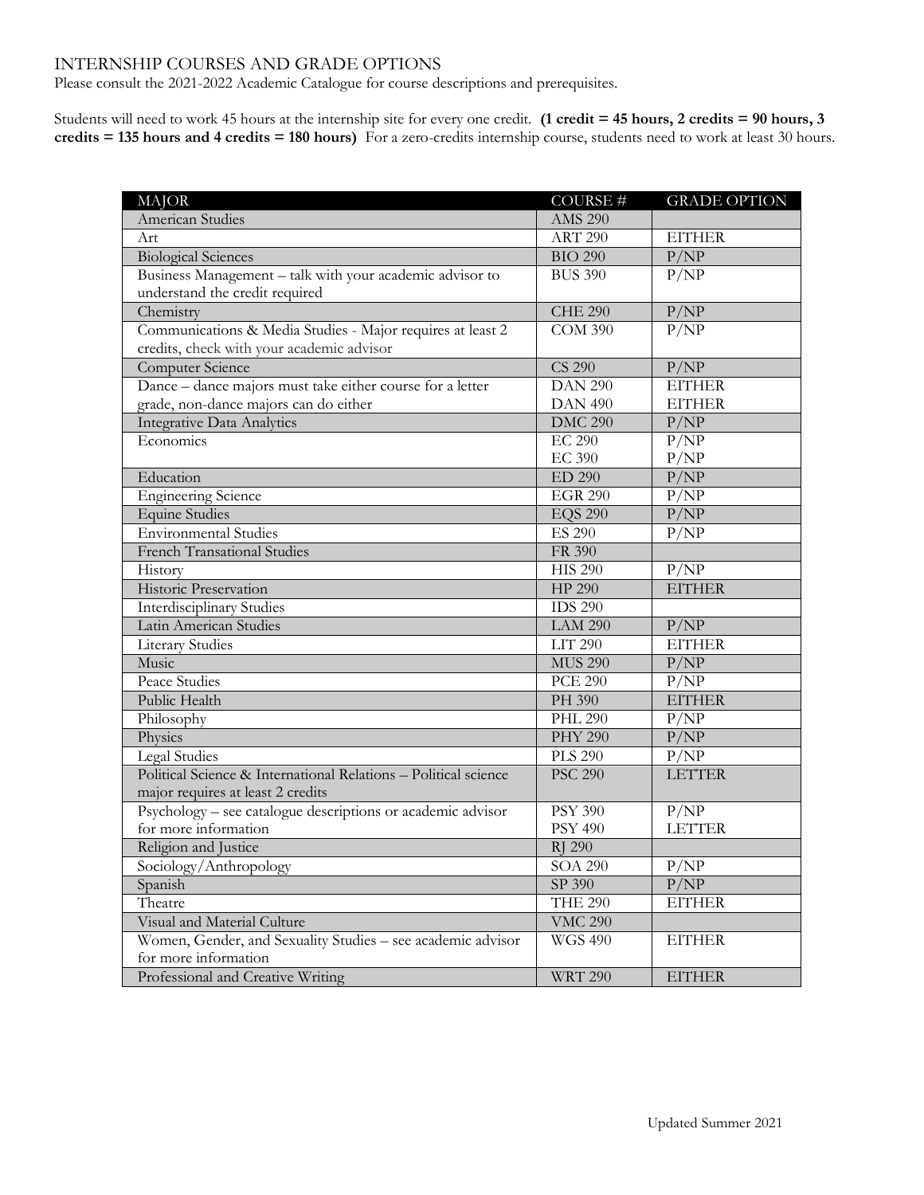## INTERNSHIP COURSES AND GRADE OPTIONS

Please consult the 2021-2022 Academic Catalogue for course descriptions and prerequisites.

Students will need to work 45 hours at the internship site for every one credit. **(1 credit = 45 hours, 2 credits = 90 hours, 3 credits = 135 hours and 4 credits = 180 hours)** For a zero-credits internship course, students need to work at least 30 hours.

| MAJOR | COURSE # | GRADE OPTION |
|---|---|---|
| American Studies | AMS 290 | |
| Art | ART 290 | EITHER |
| Biological Sciences | BIO 290 | P/NP |
| Business Management – talk with your academic advisor to understand the credit required | BUS 390 | P/NP |
| Chemistry | CHE 290 | P/NP |
| Communications & Media Studies - Major requires at least 2 credits, check with your academic advisor | COM 390 | P/NP |
| Computer Science | CS 290 | P/NP |
| Dance – dance majors must take either course for a letter grade, non-dance majors can do either | DAN 290<br>DAN 490 | EITHER<br>EITHER |
| Integrative Data Analytics | DMC 290 | P/NP |
| Economics | EC 290<br>EC 390 | P/NP<br>P/NP |
| Education | ED 290 | P/NP |
| Engineering Science | EGR 290 | P/NP |
| Equine Studies | EQS 290 | P/NP |
| Environmental Studies | ES 290 | P/NP |
| French Transational Studies | FR 390 | |
| History | HIS 290 | P/NP |
| Historic Preservation | HP 290 | EITHER |
| Interdisciplinary Studies | IDS 290 | |
| Latin American Studies | LAM 290 | P/NP |
| Literary Studies | LIT 290 | EITHER |
| Music | MUS 290 | P/NP |
| Peace Studies | PCE 290 | P/NP |
| Public Health | PH 390 | EITHER |
| Philosophy | PHL 290 | P/NP |
| Physics | PHY 290 | P/NP |
| Legal Studies | PLS 290 | P/NP |
| Political Science & International Relations – Political science major requires at least 2 credits | PSC 290 | LETTER |
| Psychology – see catalogue descriptions or academic advisor for more information | PSY 390<br>PSY 490 | P/NP<br>LETTER |
| Religion and Justice | RJ 290 | |
| Sociology/Anthropology | SOA 290 | P/NP |
| Spanish | SP 390 | P/NP |
| Theatre | THE 290 | EITHER |
| Visual and Material Culture | VMC 290 | |
| Women, Gender, and Sexuality Studies – see academic advisor for more information | WGS 490 | EITHER |
| Professional and Creative Writing | WRT 290 | EITHER |

Updated Summer 2021